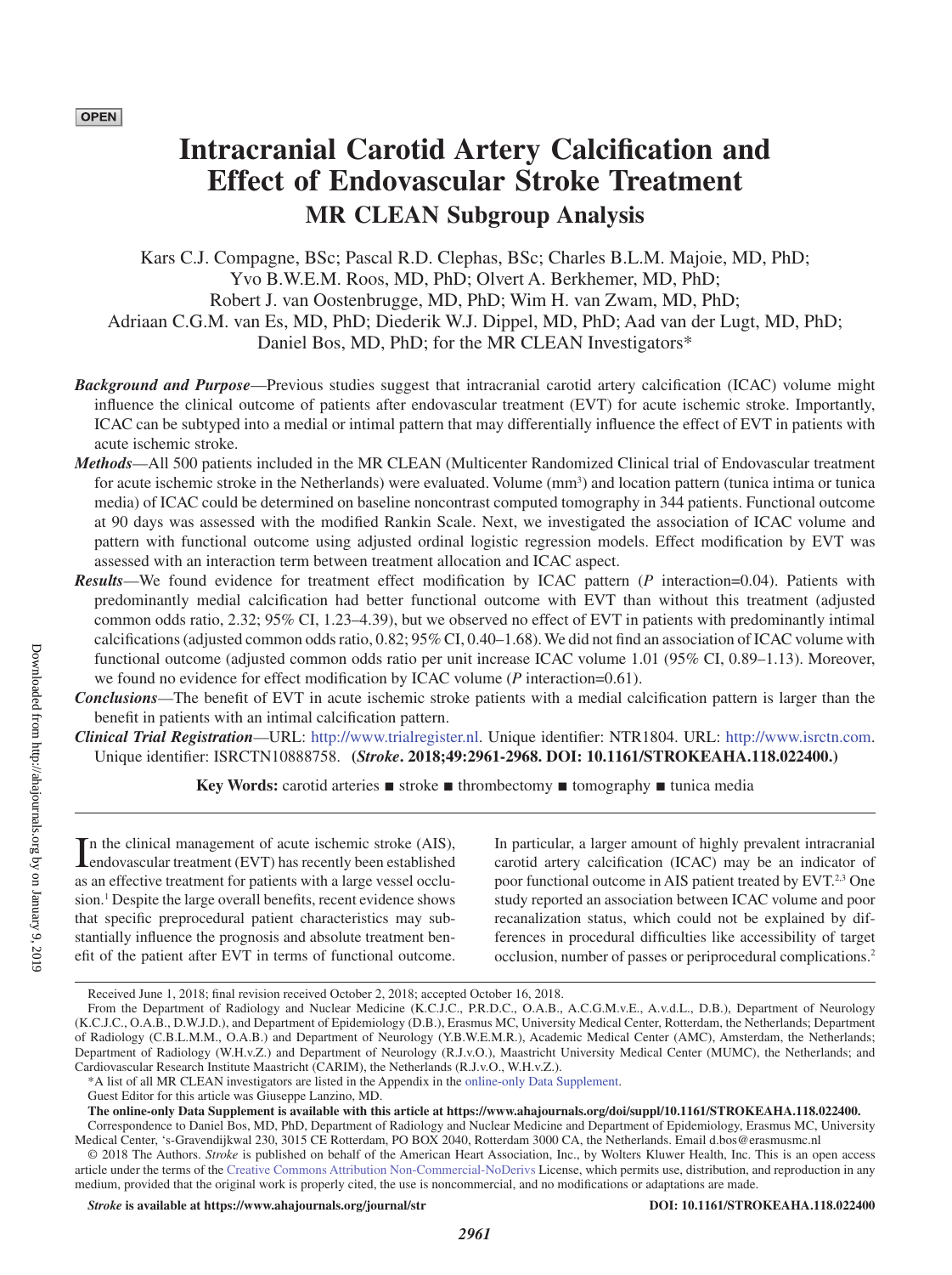OPEN

# Intracranial Carotid Artery Calcification and Effect of Endovascular Stroke Treatment

## MR CLEAN Subgroup Analysis

Kars C.J. Compagne, BSc; Pascal R.D. Clephas, BSc; Charles B.L.M. Majoie, MD, PhD; Yvo B.W.E.M. Roos, MD, PhD; Olvert A. Berkhemer, MD, PhD; Robert J. van Oostenbrugge, MD, PhD; Wim H. van Zwam, MD, PhD; Adriaan C.G.M. van Es, MD, PhD; Diederik W.J. Dippel, MD, PhD; Aad van der Lugt, MD, PhD; Daniel Bos, MD, PhD; for the MR CLEAN Investigators*

***Background and Purpose***—Previous studies suggest that intracranial carotid artery calcification (ICAC) volume might influence the clinical outcome of patients after endovascular treatment (EVT) for acute ischemic stroke. Importantly, ICAC can be subtyped into a medial or intimal pattern that may differentially influence the effect of EVT in patients with acute ischemic stroke.

***Methods***—All 500 patients included in the MR CLEAN (Multicenter Randomized Clinical trial of Endovascular treatment for acute ischemic stroke in the Netherlands) were evaluated. Volume ($mm^3$) and location pattern (tunica intima or tunica media) of ICAC could be determined on baseline noncontrast computed tomography in 344 patients. Functional outcome at 90 days was assessed with the modified Rankin Scale. Next, we investigated the association of ICAC volume and pattern with functional outcome using adjusted ordinal logistic regression models. Effect modification by EVT was assessed with an interaction term between treatment allocation and ICAC aspect.

***Results***—We found evidence for treatment effect modification by ICAC pattern (*P* interaction=0.04). Patients with predominantly medial calcification had better functional outcome with EVT than without this treatment (adjusted common odds ratio, 2.32; 95% CI, 1.23–4.39), but we observed no effect of EVT in patients with predominantly intimal calcifications (adjusted common odds ratio, 0.82; 95% CI, 0.40–1.68). We did not find an association of ICAC volume with functional outcome (adjusted common odds ratio per unit increase ICAC volume 1.01 (95% CI, 0.89–1.13). Moreover, we found no evidence for effect modification by ICAC volume (*P* interaction=0.61).

***Conclusions***—The benefit of EVT in acute ischemic stroke patients with a medial calcification pattern is larger than the benefit in patients with an intimal calcification pattern.

***Clinical Trial Registration***—URL: http://www.trialregister.nl. Unique identifier: NTR1804. URL: http://www.isrctn.com. Unique identifier: ISRCTN10888758. **(*Stroke*. 2018;49:2961-2968. DOI: 10.1161/STROKEAHA.118.022400.)**

**Key Words:** carotid arteries ■ stroke ■ thrombectomy ■ tomography ■ tunica media

In the clinical management of acute ischemic stroke (AIS), endovascular treatment (EVT) has recently been established as an effective treatment for patients with a large vessel occlusion.[1] Despite the large overall benefits, recent evidence shows that specific preprocedural patient characteristics may substantially influence the prognosis and absolute treatment benefit of the patient after EVT in terms of functional outcome. In particular, a larger amount of highly prevalent intracranial carotid artery calcification (ICAC) may be an indicator of poor functional outcome in AIS patient treated by EVT.[2,3] One study reported an association between ICAC volume and poor recanalization status, which could not be explained by differences in procedural difficulties like accessibility of target occlusion, number of passes or periprocedural complications.[2]

Received June 1, 2018; final revision received October 2, 2018; accepted October 16, 2018.

From the Department of Radiology and Nuclear Medicine (K.C.J.C., P.R.D.C., O.A.B., A.C.G.M.v.E., A.v.d.L., D.B.), Department of Neurology (K.C.J.C., O.A.B., D.W.J.D.), and Department of Epidemiology (D.B.), Erasmus MC, University Medical Center, Rotterdam, the Netherlands; Department of Radiology (C.B.L.M.M., O.A.B.) and Department of Neurology (Y.B.W.E.M.R.), Academic Medical Center (AMC), Amsterdam, the Netherlands; Department of Radiology (W.H.v.Z.) and Department of Neurology (R.J.v.O.), Maastricht University Medical Center (MUMC), the Netherlands; and Cardiovascular Research Institute Maastricht (CARIM), the Netherlands (R.J.v.O., W.H.v.Z.).

*A list of all MR CLEAN investigators are listed in the Appendix in the online-only Data Supplement.

Guest Editor for this article was Giuseppe Lanzino, MD.

**The online-only Data Supplement is available with this article at https://www.ahajournals.org/doi/suppl/10.1161/STROKEAHA.118.022400.**

Correspondence to Daniel Bos, MD, PhD, Department of Radiology and Nuclear Medicine and Department of Epidemiology, Erasmus MC, University Medical Center, 's-Gravendijkwal 230, 3015 CE Rotterdam, PO BOX 2040, Rotterdam 3000 CA, the Netherlands. Email d.bos@erasmusmc.nl

© 2018 The Authors. *Stroke* is published on behalf of the American Heart Association, Inc., by Wolters Kluwer Health, Inc. This is an open access article under the terms of the Creative Commons Attribution Non-Commercial-NoDerivs License, which permits use, distribution, and reproduction in any medium, provided that the original work is properly cited, the use is noncommercial, and no modifications or adaptations are made.

***Stroke* is available at https://www.ahajournals.org/journal/str** **DOI: 10.1161/STROKEAHA.118.022400**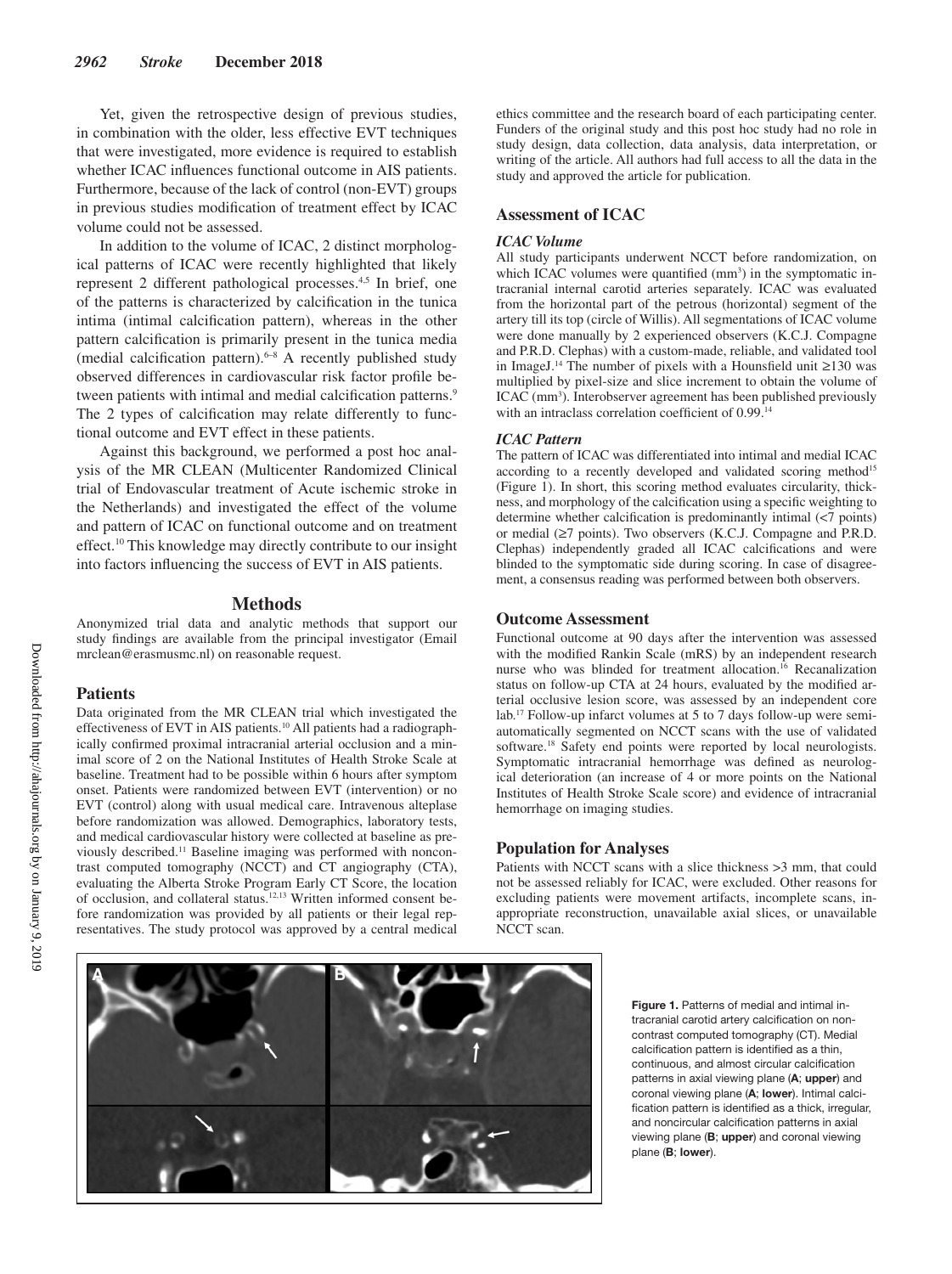Yet, given the retrospective design of previous studies, in combination with the older, less effective EVT techniques that were investigated, more evidence is required to establish whether ICAC influences functional outcome in AIS patients. Furthermore, because of the lack of control (non-EVT) groups in previous studies modification of treatment effect by ICAC volume could not be assessed.

In addition to the volume of ICAC, 2 distinct morphological patterns of ICAC were recently highlighted that likely represent 2 different pathological processes.[4,5] In brief, one of the patterns is characterized by calcification in the tunica intima (intimal calcification pattern), whereas in the other pattern calcification is primarily present in the tunica media (medial calcification pattern).[6–8] A recently published study observed differences in cardiovascular risk factor profile between patients with intimal and medial calcification patterns.[9] The 2 types of calcification may relate differently to functional outcome and EVT effect in these patients.

Against this background, we performed a post hoc analysis of the MR CLEAN (Multicenter Randomized Clinical trial of Endovascular treatment of Acute ischemic stroke in the Netherlands) and investigated the effect of the volume and pattern of ICAC on functional outcome and on treatment effect.[10] This knowledge may directly contribute to our insight into factors influencing the success of EVT in AIS patients.

## Methods

Anonymized trial data and analytic methods that support our study findings are available from the principal investigator (Email mrclean@erasmusmc.nl) on reasonable request.

### Patients

Data originated from the MR CLEAN trial which investigated the effectiveness of EVT in AIS patients.[10] All patients had a radiographically confirmed proximal intracranial arterial occlusion and a minimal score of 2 on the National Institutes of Health Stroke Scale at baseline. Treatment had to be possible within 6 hours after symptom onset. Patients were randomized between EVT (intervention) or no EVT (control) along with usual medical care. Intravenous alteplase before randomization was allowed. Demographics, laboratory tests, and medical cardiovascular history were collected at baseline as previously described.[11] Baseline imaging was performed with noncontrast computed tomography (NCCT) and CT angiography (CTA), evaluating the Alberta Stroke Program Early CT Score, the location of occlusion, and collateral status.[12,13] Written informed consent before randomization was provided by all patients or their legal representatives. The study protocol was approved by a central medical ethics committee and the research board of each participating center. Funders of the original study and this post hoc study had no role in study design, data collection, data analysis, data interpretation, or writing of the article. All authors had full access to all the data in the study and approved the article for publication.

### Assessment of ICAC

#### *ICAC Volume*

All study participants underwent NCCT before randomization, on which ICAC volumes were quantified ($mm^3$) in the symptomatic intracranial internal carotid arteries separately. ICAC was evaluated from the horizontal part of the petrous (horizontal) segment of the artery till its top (circle of Willis). All segmentations of ICAC volume were done manually by 2 experienced observers (K.C.J. Compagne and P.R.D. Clephas) with a custom-made, reliable, and validated tool in ImageJ.[14] The number of pixels with a Hounsfield unit ≥130 was multiplied by pixel-size and slice increment to obtain the volume of ICAC ($mm^3$). Interobserver agreement has been published previously with an intraclass correlation coefficient of 0.99.[14]

#### *ICAC Pattern*

The pattern of ICAC was differentiated into intimal and medial ICAC according to a recently developed and validated scoring method[15] (Figure 1). In short, this scoring method evaluates circularity, thickness, and morphology of the calcification using a specific weighting to determine whether calcification is predominantly intimal (<7 points) or medial (≥7 points). Two observers (K.C.J. Compagne and P.R.D. Clephas) independently graded all ICAC calcifications and were blinded to the symptomatic side during scoring. In case of disagreement, a consensus reading was performed between both observers.

### Outcome Assessment

Functional outcome at 90 days after the intervention was assessed with the modified Rankin Scale (mRS) by an independent research nurse who was blinded for treatment allocation.[16] Recanalization status on follow-up CTA at 24 hours, evaluated by the modified arterial occlusive lesion score, was assessed by an independent core lab.[17] Follow-up infarct volumes at 5 to 7 days follow-up were semi-automatically segmented on NCCT scans with the use of validated software.[18] Safety end points were reported by local neurologists. Symptomatic intracranial hemorrhage was defined as neurological deterioration (an increase of 4 or more points on the National Institutes of Health Stroke Scale score) and evidence of intracranial hemorrhage on imaging studies.

### Population for Analyses

Patients with NCCT scans with a slice thickness >3 mm, that could not be assessed reliably for ICAC, were excluded. Other reasons for excluding patients were movement artifacts, incomplete scans, inappropriate reconstruction, unavailable axial slices, or unavailable NCCT scan.

**Figure 1.** Patterns of medial and intimal intracranial carotid artery calcification on noncontrast computed tomography (CT). Medial calcification pattern is identified as a thin, continuous, and almost circular calcification patterns in axial viewing plane (**A**; **upper**) and coronal viewing plane (**A**; **lower**). Intimal calcification pattern is identified as a thick, irregular, and noncircular calcification patterns in axial viewing plane (**B**; **upper**) and coronal viewing plane (**B**; **lower**).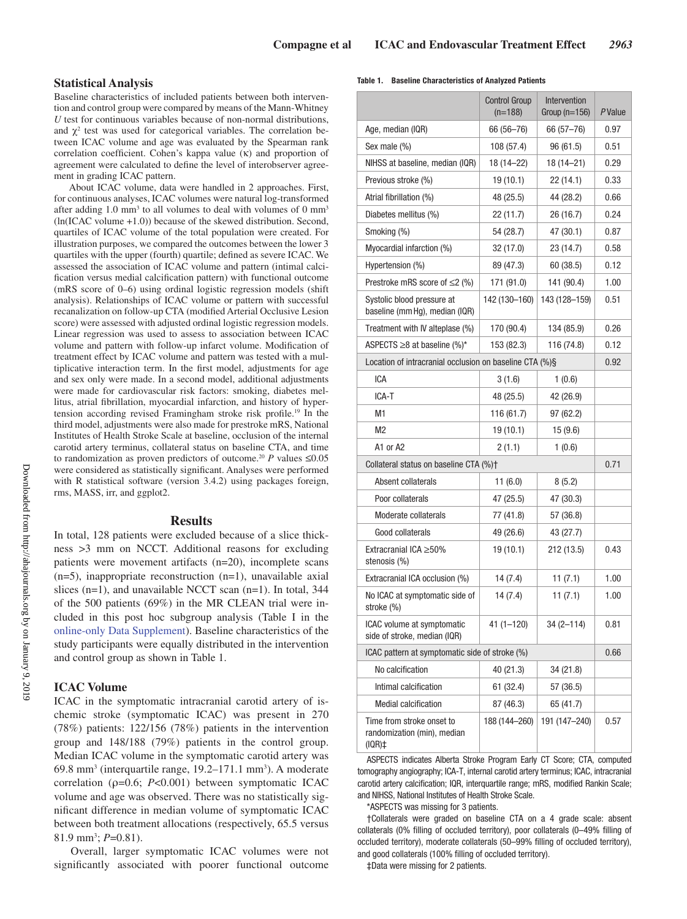## Statistical Analysis

Baseline characteristics of included patients between both intervention and control group were compared by means of the Mann-Whitney *U* test for continuous variables because of non-normal distributions, and $\chi^2$ test was used for categorical variables. The correlation between ICAC volume and age was evaluated by the Spearman rank correlation coefficient. Cohen's kappa value (κ) and proportion of agreement were calculated to define the level of interobserver agreement in grading ICAC pattern.

About ICAC volume, data were handled in 2 approaches. First, for continuous analyses, ICAC volumes were natural log-transformed after adding 1.0 mm³ to all volumes to deal with volumes of 0 mm³ (ln(ICAC volume +1.0)) because of the skewed distribution. Second, quartiles of ICAC volume of the total population were created. For illustration purposes, we compared the outcomes between the lower 3 quartiles with the upper (fourth) quartile; defined as severe ICAC. We assessed the association of ICAC volume and pattern (intimal calcification versus medial calcification pattern) with functional outcome (mRS score of 0–6) using ordinal logistic regression models (shift analysis). Relationships of ICAC volume or pattern with successful recanalization on follow-up CTA (modified Arterial Occlusive Lesion score) were assessed with adjusted ordinal logistic regression models. Linear regression was used to assess to association between ICAC volume and pattern with follow-up infarct volume. Modification of treatment effect by ICAC volume and pattern was tested with a multiplicative interaction term. In the first model, adjustments for age and sex only were made. In a second model, additional adjustments were made for cardiovascular risk factors: smoking, diabetes mellitus, atrial fibrillation, myocardial infarction, and history of hypertension according revised Framingham stroke risk profile.[19] In the third model, adjustments were also made for prestroke mRS, National Institutes of Health Stroke Scale at baseline, occlusion of the internal carotid artery terminus, collateral status on baseline CTA, and time to randomization as proven predictors of outcome.[20] *P* values ≤0.05 were considered as statistically significant. Analyses were performed with R statistical software (version 3.4.2) using packages foreign, rms, MASS, irr, and ggplot2.

## Results

In total, 128 patients were excluded because of a slice thickness >3 mm on NCCT. Additional reasons for excluding patients were movement artifacts (n=20), incomplete scans (n=5), inappropriate reconstruction (n=1), unavailable axial slices (n=1), and unavailable NCCT scan (n=1). In total, 344 of the 500 patients (69%) in the MR CLEAN trial were included in this post hoc subgroup analysis (Table I in the online-only Data Supplement). Baseline characteristics of the study participants were equally distributed in the intervention and control group as shown in Table 1.

## ICAC Volume

ICAC in the symptomatic intracranial carotid artery of ischemic stroke (symptomatic ICAC) was present in 270 (78%) patients: 122/156 (78%) patients in the intervention group and 148/188 (79%) patients in the control group. Median ICAC volume in the symptomatic carotid artery was 69.8 mm³ (interquartile range, 19.2–171.1 mm³). A moderate correlation (ρ=0.6; *P*<0.001) between symptomatic ICAC volume and age was observed. There was no statistically significant difference in median volume of symptomatic ICAC between both treatment allocations (respectively, 65.5 versus 81.9 mm³; *P*=0.81).

Overall, larger symptomatic ICAC volumes were not significantly associated with poorer functional outcome

**Table 1. Baseline Characteristics of Analyzed Patients**

| | Control Group (n=188) | Intervention Group (n=156) | *P* Value |
|---|---|---|---|
| Age, median (IQR) | 66 (56–76) | 66 (57–76) | 0.97 |
| Sex male (%) | 108 (57.4) | 96 (61.5) | 0.51 |
| NIHSS at baseline, median (IQR) | 18 (14–22) | 18 (14–21) | 0.29 |
| Previous stroke (%) | 19 (10.1) | 22 (14.1) | 0.33 |
| Atrial fibrillation (%) | 48 (25.5) | 44 (28.2) | 0.66 |
| Diabetes mellitus (%) | 22 (11.7) | 26 (16.7) | 0.24 |
| Smoking (%) | 54 (28.7) | 47 (30.1) | 0.87 |
| Myocardial infarction (%) | 32 (17.0) | 23 (14.7) | 0.58 |
| Hypertension (%) | 89 (47.3) | 60 (38.5) | 0.12 |
| Prestroke mRS score of ≤2 (%) | 171 (91.0) | 141 (90.4) | 1.00 |
| Systolic blood pressure at baseline (mm Hg), median (IQR) | 142 (130–160) | 143 (128–159) | 0.51 |
| Treatment with IV alteplase (%) | 170 (90.4) | 134 (85.9) | 0.26 |
| ASPECTS ≥8 at baseline (%)* | 153 (82.3) | 116 (74.8) | 0.12 |
| Location of intracranial occlusion on baseline CTA (%)§ | | | 0.92 |
| ICA | 3 (1.6) | 1 (0.6) | |
| ICA-T | 48 (25.5) | 42 (26.9) | |
| M1 | 116 (61.7) | 97 (62.2) | |
| M2 | 19 (10.1) | 15 (9.6) | |
| A1 or A2 | 2 (1.1) | 1 (0.6) | |
| Collateral status on baseline CTA (%)† | | | 0.71 |
| Absent collaterals | 11 (6.0) | 8 (5.2) | |
| Poor collaterals | 47 (25.5) | 47 (30.3) | |
| Moderate collaterals | 77 (41.8) | 57 (36.8) | |
| Good collaterals | 49 (26.6) | 43 (27.7) | |
| Extracranial ICA ≥50% stenosis (%) | 19 (10.1) | 212 (13.5) | 0.43 |
| Extracranial ICA occlusion (%) | 14 (7.4) | 11 (7.1) | 1.00 |
| No ICAC at symptomatic side of stroke (%) | 14 (7.4) | 11 (7.1) | 1.00 |
| ICAC volume at symptomatic side of stroke, median (IQR) | 41 (1–120) | 34 (2–114) | 0.81 |
| ICAC pattern at symptomatic side of stroke (%) | | | 0.66 |
| No calcification | 40 (21.3) | 34 (21.8) | |
| Intimal calcification | 61 (32.4) | 57 (36.5) | |
| Medial calcification | 87 (46.3) | 65 (41.7) | |
| Time from stroke onset to randomization (min), median (IQR)‡ | 188 (144–260) | 191 (147–240) | 0.57 |

ASPECTS indicates Alberta Stroke Program Early CT Score; CTA, computed tomography angiography; ICA-T, internal carotid artery terminus; ICAC, intracranial carotid artery calcification; IQR, interquartile range; mRS, modified Rankin Scale; and NIHSS, National Institutes of Health Stroke Scale.

*ASPECTS was missing for 3 patients.

†Collaterals were graded on baseline CTA on a 4 grade scale: absent collaterals (0% filling of occluded territory), poor collaterals (0–49% filling of occluded territory), moderate collaterals (50–99% filling of occluded territory), and good collaterals (100% filling of occluded territory).

‡Data were missing for 2 patients.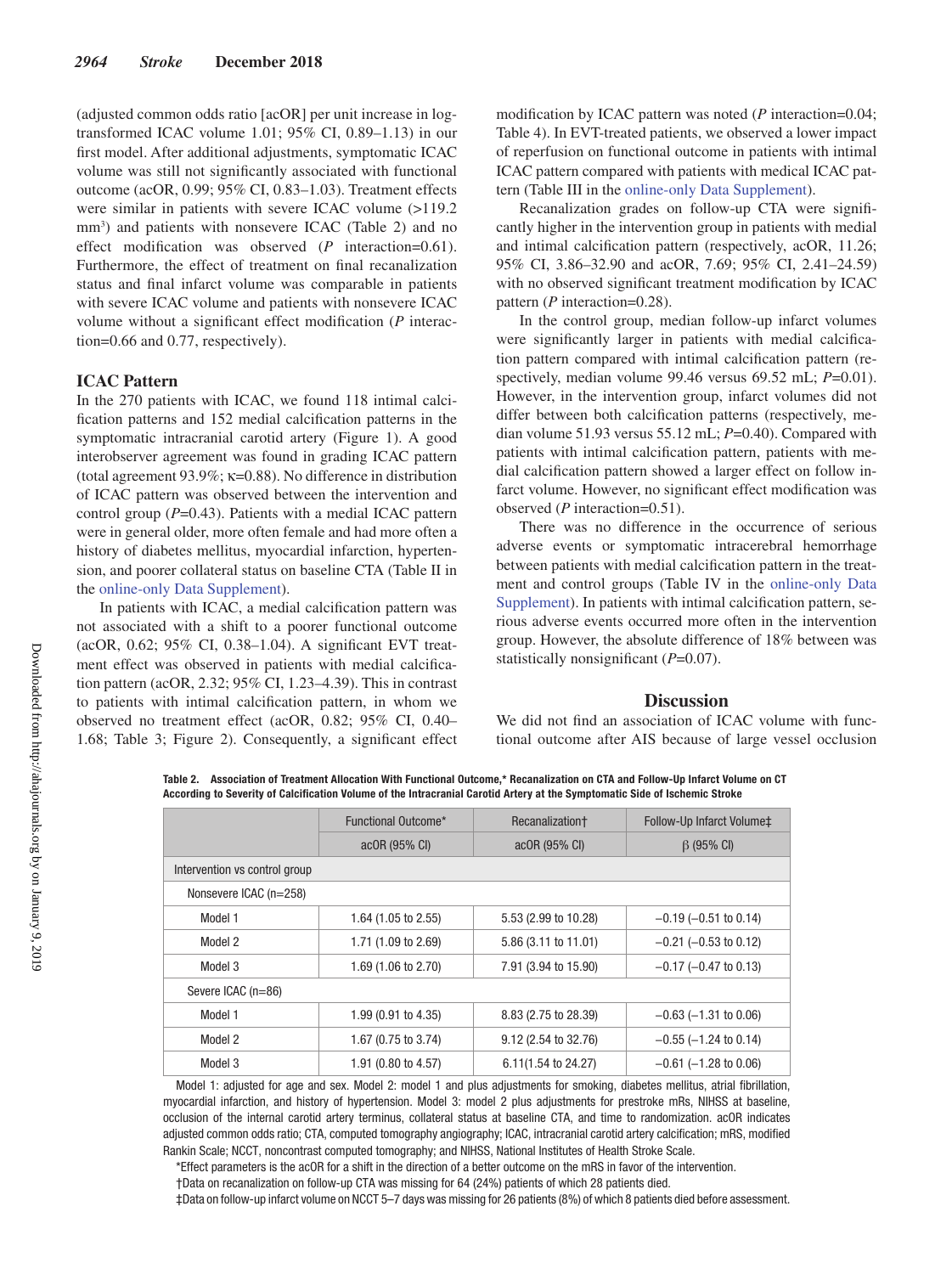(adjusted common odds ratio [acOR] per unit increase in log-transformed ICAC volume 1.01; 95% CI, 0.89–1.13) in our first model. After additional adjustments, symptomatic ICAC volume was still not significantly associated with functional outcome (acOR, 0.99; 95% CI, 0.83–1.03). Treatment effects were similar in patients with severe ICAC volume (>119.2 mm³) and patients with nonsevere ICAC (Table 2) and no effect modification was observed (*P* interaction=0.61). Furthermore, the effect of treatment on final recanalization status and final infarct volume was comparable in patients with severe ICAC volume and patients with nonsevere ICAC volume without a significant effect modification (*P* interaction=0.66 and 0.77, respectively).

### ICAC Pattern

In the 270 patients with ICAC, we found 118 intimal calcification patterns and 152 medial calcification patterns in the symptomatic intracranial carotid artery (Figure 1). A good interobserver agreement was found in grading ICAC pattern (total agreement 93.9%; κ=0.88). No difference in distribution of ICAC pattern was observed between the intervention and control group (*P*=0.43). Patients with a medial ICAC pattern were in general older, more often female and had more often a history of diabetes mellitus, myocardial infarction, hypertension, and poorer collateral status on baseline CTA (Table II in the online-only Data Supplement).

In patients with ICAC, a medial calcification pattern was not associated with a shift to a poorer functional outcome (acOR, 0.62; 95% CI, 0.38–1.04). A significant EVT treatment effect was observed in patients with medial calcification pattern (acOR, 2.32; 95% CI, 1.23–4.39). This in contrast to patients with intimal calcification pattern, in whom we observed no treatment effect (acOR, 0.82; 95% CI, 0.40–1.68; Table 3; Figure 2). Consequently, a significant effect modification by ICAC pattern was noted (*P* interaction=0.04; Table 4). In EVT-treated patients, we observed a lower impact of reperfusion on functional outcome in patients with intimal ICAC pattern compared with patients with medial ICAC pattern (Table III in the online-only Data Supplement).

Recanalization grades on follow-up CTA were significantly higher in the intervention group in patients with medial and intimal calcification pattern (respectively, acOR, 11.26; 95% CI, 3.86–32.90 and acOR, 7.69; 95% CI, 2.41–24.59) with no observed significant treatment modification by ICAC pattern (*P* interaction=0.28).

In the control group, median follow-up infarct volumes were significantly larger in patients with medial calcification pattern compared with intimal calcification pattern (respectively, median volume 99.46 versus 69.52 mL; *P*=0.01). However, in the intervention group, infarct volumes did not differ between both calcification patterns (respectively, median volume 51.93 versus 55.12 mL; *P*=0.40). Compared with patients with intimal calcification pattern, patients with medial calcification pattern showed a larger effect on follow infarct volume. However, no significant effect modification was observed (*P* interaction=0.51).

There was no difference in the occurrence of serious adverse events or symptomatic intracerebral hemorrhage between patients with medial calcification pattern in the treatment and control groups (Table IV in the online-only Data Supplement). In patients with intimal calcification pattern, serious adverse events occurred more often in the intervention group. However, the absolute difference of 18% between was statistically nonsignificant (*P*=0.07).

## Discussion

We did not find an association of ICAC volume with functional outcome after AIS because of large vessel occlusion

**Table 2. Association of Treatment Allocation With Functional Outcome,\* Recanalization on CTA and Follow-Up Infarct Volume on CT According to Severity of Calcification Volume of the Intracranial Carotid Artery at the Symptomatic Side of Ischemic Stroke**

| | Functional Outcome\* | Recanalization† | Follow-Up Infarct Volume‡ |
|---|---|---|---|
| | acOR (95% CI) | acOR (95% CI) | β (95% CI) |
| Intervention vs control group | | | |
| Nonsevere ICAC (n=258) | | | |
| Model 1 | 1.64 (1.05 to 2.55) | 5.53 (2.99 to 10.28) | −0.19 (−0.51 to 0.14) |
| Model 2 | 1.71 (1.09 to 2.69) | 5.86 (3.11 to 11.01) | −0.21 (−0.53 to 0.12) |
| Model 3 | 1.69 (1.06 to 2.70) | 7.91 (3.94 to 15.90) | −0.17 (−0.47 to 0.13) |
| Severe ICAC (n=86) | | | |
| Model 1 | 1.99 (0.91 to 4.35) | 8.83 (2.75 to 28.39) | −0.63 (−1.31 to 0.06) |
| Model 2 | 1.67 (0.75 to 3.74) | 9.12 (2.54 to 32.76) | −0.55 (−1.24 to 0.14) |
| Model 3 | 1.91 (0.80 to 4.57) | 6.11(1.54 to 24.27) | −0.61 (−1.28 to 0.06) |

Model 1: adjusted for age and sex. Model 2: model 1 and plus adjustments for smoking, diabetes mellitus, atrial fibrillation, myocardial infarction, and history of hypertension. Model 3: model 2 plus adjustments for prestroke mRs, NIHSS at baseline, occlusion of the internal carotid artery terminus, collateral status at baseline CTA, and time to randomization. acOR indicates adjusted common odds ratio; CTA, computed tomography angiography; ICAC, intracranial carotid artery calcification; mRS, modified Rankin Scale; NCCT, noncontrast computed tomography; and NIHSS, National Institutes of Health Stroke Scale.

\*Effect parameters is the acOR for a shift in the direction of a better outcome on the mRS in favor of the intervention.

†Data on recanalization on follow-up CTA was missing for 64 (24%) patients of which 28 patients died.

‡Data on follow-up infarct volume on NCCT 5–7 days was missing for 26 patients (8%) of which 8 patients died before assessment.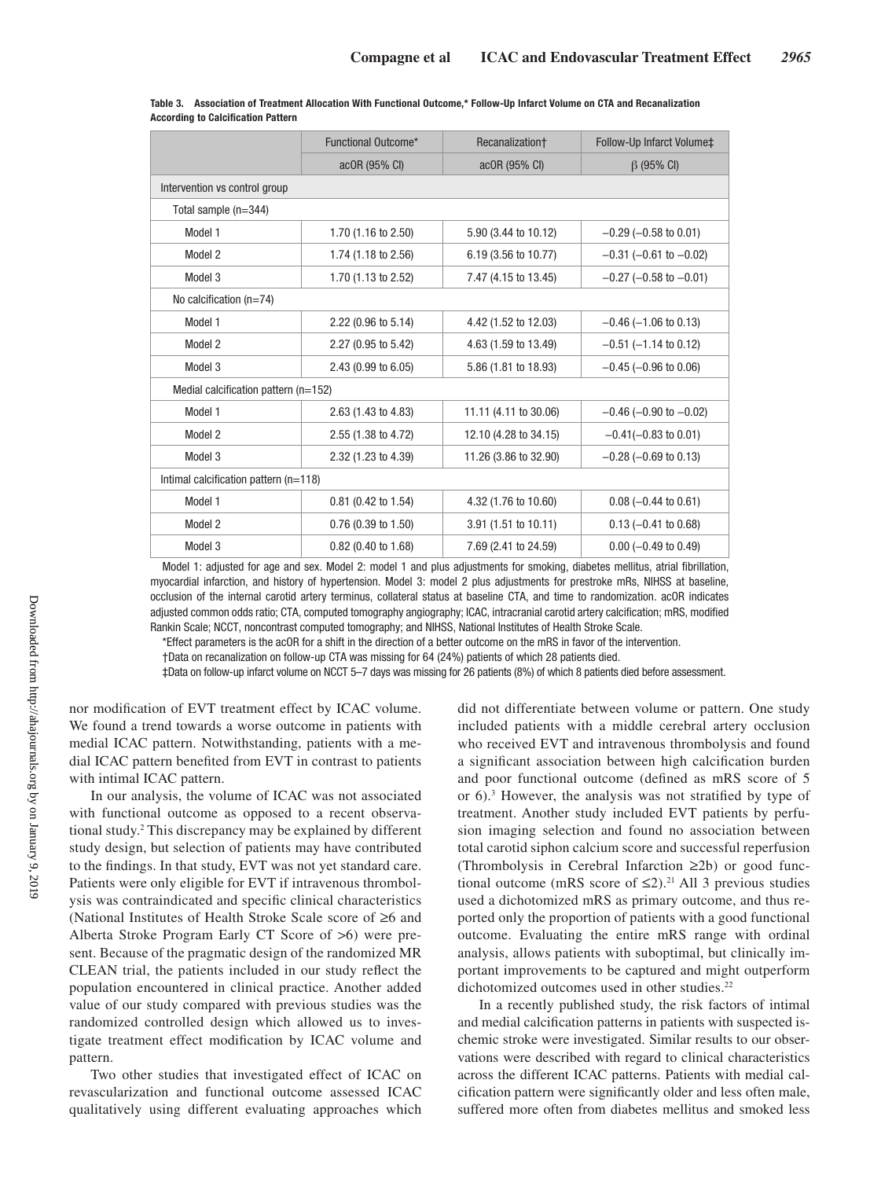**Table 3. Association of Treatment Allocation With Functional Outcome,* Follow-Up Infarct Volume on CTA and Recanalization According to Calcification Pattern**

| | Functional Outcome* | Recanalization† | Follow-Up Infarct Volume‡ |
|---|---|---|---|
| | acOR (95% CI) | acOR (95% CI) | β (95% CI) |
| Intervention vs control group | | | |
| Total sample (n=344) | | | |
| Model 1 | 1.70 (1.16 to 2.50) | 5.90 (3.44 to 10.12) | −0.29 (−0.58 to 0.01) |
| Model 2 | 1.74 (1.18 to 2.56) | 6.19 (3.56 to 10.77) | −0.31 (−0.61 to −0.02) |
| Model 3 | 1.70 (1.13 to 2.52) | 7.47 (4.15 to 13.45) | −0.27 (−0.58 to −0.01) |
| No calcification (n=74) | | | |
| Model 1 | 2.22 (0.96 to 5.14) | 4.42 (1.52 to 12.03) | −0.46 (−1.06 to 0.13) |
| Model 2 | 2.27 (0.95 to 5.42) | 4.63 (1.59 to 13.49) | −0.51 (−1.14 to 0.12) |
| Model 3 | 2.43 (0.99 to 6.05) | 5.86 (1.81 to 18.93) | −0.45 (−0.96 to 0.06) |
| Medial calcification pattern (n=152) | | | |
| Model 1 | 2.63 (1.43 to 4.83) | 11.11 (4.11 to 30.06) | −0.46 (−0.90 to −0.02) |
| Model 2 | 2.55 (1.38 to 4.72) | 12.10 (4.28 to 34.15) | −0.41(−0.83 to 0.01) |
| Model 3 | 2.32 (1.23 to 4.39) | 11.26 (3.86 to 32.90) | −0.28 (−0.69 to 0.13) |
| Intimal calcification pattern (n=118) | | | |
| Model 1 | 0.81 (0.42 to 1.54) | 4.32 (1.76 to 10.60) | 0.08 (−0.44 to 0.61) |
| Model 2 | 0.76 (0.39 to 1.50) | 3.91 (1.51 to 10.11) | 0.13 (−0.41 to 0.68) |
| Model 3 | 0.82 (0.40 to 1.68) | 7.69 (2.41 to 24.59) | 0.00 (−0.49 to 0.49) |

Model 1: adjusted for age and sex. Model 2: model 1 and plus adjustments for smoking, diabetes mellitus, atrial fibrillation, myocardial infarction, and history of hypertension. Model 3: model 2 plus adjustments for prestroke mRs, NIHSS at baseline, occlusion of the internal carotid artery terminus, collateral status at baseline CTA, and time to randomization. acOR indicates adjusted common odds ratio; CTA, computed tomography angiography; ICAC, intracranial carotid artery calcification; mRS, modified Rankin Scale; NCCT, noncontrast computed tomography; and NIHSS, National Institutes of Health Stroke Scale.

*Effect parameters is the acOR for a shift in the direction of a better outcome on the mRS in favor of the intervention.

†Data on recanalization on follow-up CTA was missing for 64 (24%) patients of which 28 patients died.

‡Data on follow-up infarct volume on NCCT 5–7 days was missing for 26 patients (8%) of which 8 patients died before assessment.

nor modification of EVT treatment effect by ICAC volume. We found a trend towards a worse outcome in patients with medial ICAC pattern. Notwithstanding, patients with a medial ICAC pattern benefited from EVT in contrast to patients with intimal ICAC pattern.

In our analysis, the volume of ICAC was not associated with functional outcome as opposed to a recent observational study.[2] This discrepancy may be explained by different study design, but selection of patients may have contributed to the findings. In that study, EVT was not yet standard care. Patients were only eligible for EVT if intravenous thrombolysis was contraindicated and specific clinical characteristics (National Institutes of Health Stroke Scale score of ≥6 and Alberta Stroke Program Early CT Score of >6) were present. Because of the pragmatic design of the randomized MR CLEAN trial, the patients included in our study reflect the population encountered in clinical practice. Another added value of our study compared with previous studies was the randomized controlled design which allowed us to investigate treatment effect modification by ICAC volume and pattern.

Two other studies that investigated effect of ICAC on revascularization and functional outcome assessed ICAC qualitatively using different evaluating approaches which did not differentiate between volume or pattern. One study included patients with a middle cerebral artery occlusion who received EVT and intravenous thrombolysis and found a significant association between high calcification burden and poor functional outcome (defined as mRS score of 5 or 6).[3] However, the analysis was not stratified by type of treatment. Another study included EVT patients by perfusion imaging selection and found no association between total carotid siphon calcium score and successful reperfusion (Thrombolysis in Cerebral Infarction ≥2b) or good functional outcome (mRS score of ≤2).[21] All 3 previous studies used a dichotomized mRS as primary outcome, and thus reported only the proportion of patients with a good functional outcome. Evaluating the entire mRS range with ordinal analysis, allows patients with suboptimal, but clinically important improvements to be captured and might outperform dichotomized outcomes used in other studies.[22]

In a recently published study, the risk factors of intimal and medial calcification patterns in patients with suspected ischemic stroke were investigated. Similar results to our observations were described with regard to clinical characteristics across the different ICAC patterns. Patients with medial calcification pattern were significantly older and less often male, suffered more often from diabetes mellitus and smoked less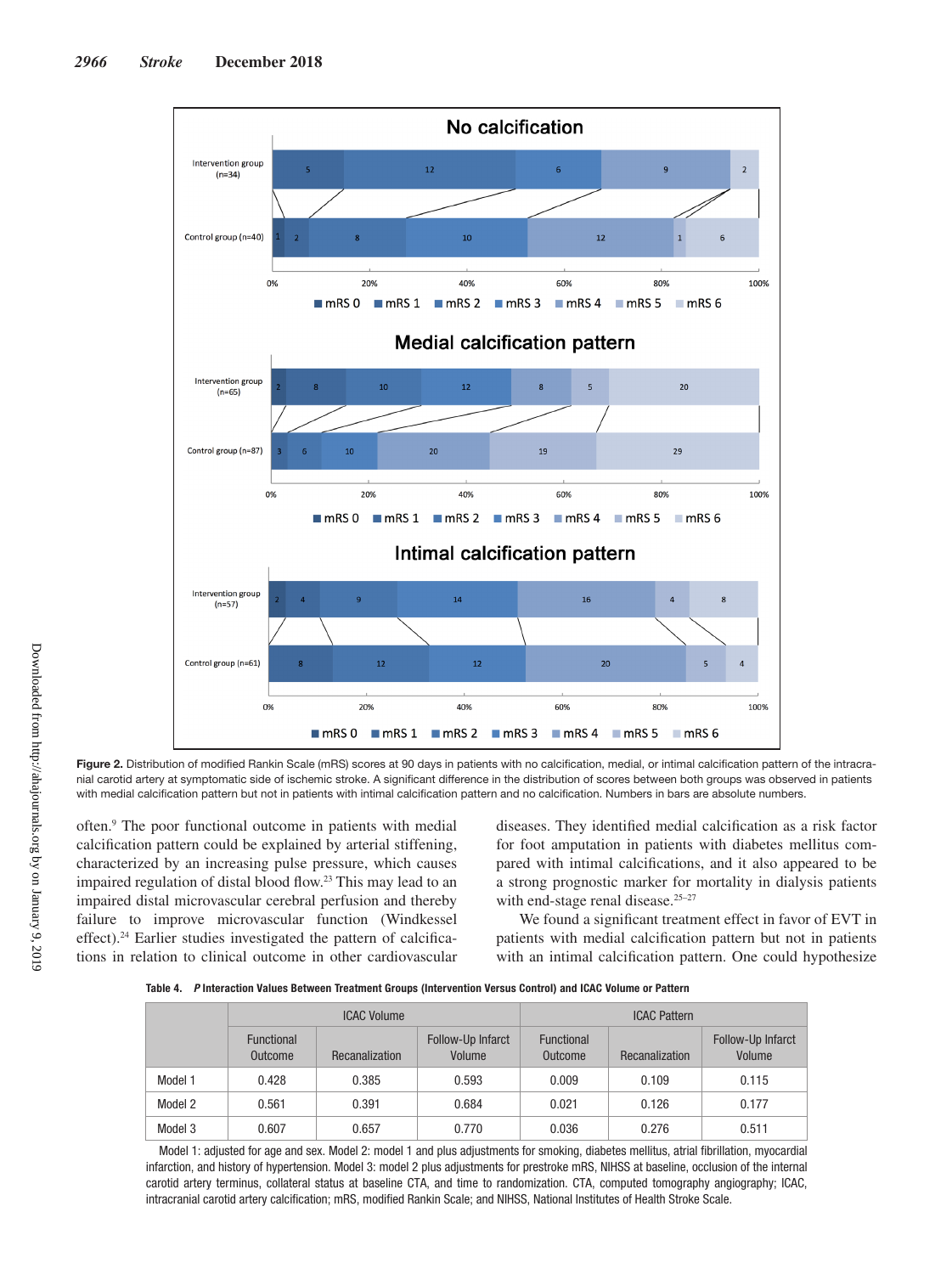No calcification

Intervention group (n=34)

5 12 6 9 2

Control group (n=40)

1 2 8 10 12 1 6

0% 20% 40% 60% 80% 100%

mRS 0 mRS 1 mRS 2 mRS 3 mRS 4 mRS 5 mRS 6

Medial calcification pattern

Intervention group (n=65)

2 8 10 12 8 5 20

Control group (n=87)

3 6 10 20 19 29

0% 20% 40% 60% 80% 100%

mRS 0 mRS 1 mRS 2 mRS 3 mRS 4 mRS 5 mRS 6

Intimal calcification pattern

Intervention group (n=57)

2 4 9 14 16 4 8

Control group (n=61)

8 12 12 20 5 4

0% 20% 40% 60% 80% 100%

mRS 0 mRS 1 mRS 2 mRS 3 mRS 4 mRS 5 mRS 6

**Figure 2.** Distribution of modified Rankin Scale (mRS) scores at 90 days in patients with no calcification, medial, or intimal calcification pattern of the intracranial carotid artery at symptomatic side of ischemic stroke. A significant difference in the distribution of scores between both groups was observed in patients with medial calcification pattern but not in patients with intimal calcification pattern and no calcification. Numbers in bars are absolute numbers.

often.[9] The poor functional outcome in patients with medial calcification pattern could be explained by arterial stiffening, characterized by an increasing pulse pressure, which causes impaired regulation of distal blood flow.[23] This may lead to an impaired distal microvascular cerebral perfusion and thereby failure to improve microvascular function (Windkessel effect).[24] Earlier studies investigated the pattern of calcifications in relation to clinical outcome in other cardiovascular diseases. They identified medial calcification as a risk factor for foot amputation in patients with diabetes mellitus compared with intimal calcifications, and it also appeared to be a strong prognostic marker for mortality in dialysis patients with end-stage renal disease.[25–27]

We found a significant treatment effect in favor of EVT in patients with medial calcification pattern but not in patients with an intimal calcification pattern. One could hypothesize

**Table 4.** ***P* Interaction Values Between Treatment Groups (Intervention Versus Control) and ICAC Volume or Pattern**

| | ICAC Volume | | | ICAC Pattern | | |
|---|---|---|---|---|---|---|
| | Functional Outcome | Recanalization | Follow-Up Infarct Volume | Functional Outcome | Recanalization | Follow-Up Infarct Volume |
| Model 1 | 0.428 | 0.385 | 0.593 | 0.009 | 0.109 | 0.115 |
| Model 2 | 0.561 | 0.391 | 0.684 | 0.021 | 0.126 | 0.177 |
| Model 3 | 0.607 | 0.657 | 0.770 | 0.036 | 0.276 | 0.511 |

Model 1: adjusted for age and sex. Model 2: model 1 and plus adjustments for smoking, diabetes mellitus, atrial fibrillation, myocardial infarction, and history of hypertension. Model 3: model 2 plus adjustments for prestroke mRS, NIHSS at baseline, occlusion of the internal carotid artery terminus, collateral status at baseline CTA, and time to randomization. CTA, computed tomography angiography; ICAC, intracranial carotid artery calcification; mRS, modified Rankin Scale; and NIHSS, National Institutes of Health Stroke Scale.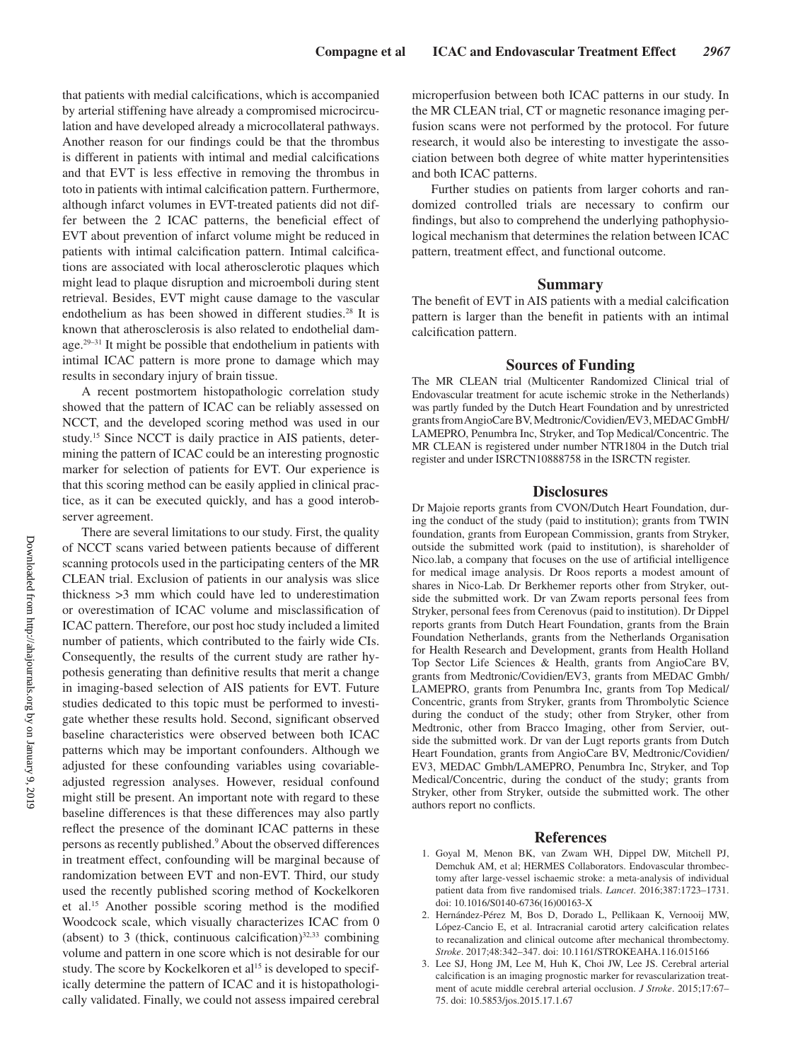that patients with medial calcifications, which is accompanied by arterial stiffening have already a compromised microcirculation and have developed already a microcollateral pathways. Another reason for our findings could be that the thrombus is different in patients with intimal and medial calcifications and that EVT is less effective in removing the thrombus in toto in patients with intimal calcification pattern. Furthermore, although infarct volumes in EVT-treated patients did not differ between the 2 ICAC patterns, the beneficial effect of EVT about prevention of infarct volume might be reduced in patients with intimal calcification pattern. Intimal calcifications are associated with local atherosclerotic plaques which might lead to plaque disruption and microemboli during stent retrieval. Besides, EVT might cause damage to the vascular endothelium as has been showed in different studies.[28] It is known that atherosclerosis is also related to endothelial damage.[29–31] It might be possible that endothelium in patients with intimal ICAC pattern is more prone to damage which may results in secondary injury of brain tissue.

A recent postmortem histopathologic correlation study showed that the pattern of ICAC can be reliably assessed on NCCT, and the developed scoring method was used in our study.[15] Since NCCT is daily practice in AIS patients, determining the pattern of ICAC could be an interesting prognostic marker for selection of patients for EVT. Our experience is that this scoring method can be easily applied in clinical practice, as it can be executed quickly, and has a good interobserver agreement.

There are several limitations to our study. First, the quality of NCCT scans varied between patients because of different scanning protocols used in the participating centers of the MR CLEAN trial. Exclusion of patients in our analysis was slice thickness >3 mm which could have led to underestimation or overestimation of ICAC volume and misclassification of ICAC pattern. Therefore, our post hoc study included a limited number of patients, which contributed to the fairly wide CIs. Consequently, the results of the current study are rather hypothesis generating than definitive results that merit a change in imaging-based selection of AIS patients for EVT. Future studies dedicated to this topic must be performed to investigate whether these results hold. Second, significant observed baseline characteristics were observed between both ICAC patterns which may be important confounders. Although we adjusted for these confounding variables using covariable-adjusted regression analyses. However, residual confound might still be present. An important note with regard to these baseline differences is that these differences may also partly reflect the presence of the dominant ICAC patterns in these persons as recently published.[9] About the observed differences in treatment effect, confounding will be marginal because of randomization between EVT and non-EVT. Third, our study used the recently published scoring method of Kockelkoren et al.[15] Another possible scoring method is the modified Woodcock scale, which visually characterizes ICAC from 0 (absent) to 3 (thick, continuous calcification)[32,33] combining volume and pattern in one score which is not desirable for our study. The score by Kockelkoren et al[15] is developed to specifically determine the pattern of ICAC and it is histopathologically validated. Finally, we could not assess impaired cerebral microperfusion between both ICAC patterns in our study. In the MR CLEAN trial, CT or magnetic resonance imaging perfusion scans were not performed by the protocol. For future research, it would also be interesting to investigate the association between both degree of white matter hyperintensities and both ICAC patterns.

Further studies on patients from larger cohorts and randomized controlled trials are necessary to confirm our findings, but also to comprehend the underlying pathophysiological mechanism that determines the relation between ICAC pattern, treatment effect, and functional outcome.

## Summary

The benefit of EVT in AIS patients with a medial calcification pattern is larger than the benefit in patients with an intimal calcification pattern.

## Sources of Funding

The MR CLEAN trial (Multicenter Randomized Clinical trial of Endovascular treatment for acute ischemic stroke in the Netherlands) was partly funded by the Dutch Heart Foundation and by unrestricted grants from AngioCare BV, Medtronic/Covidien/EV3, MEDAC GmbH/LAMEPRO, Penumbra Inc, Stryker, and Top Medical/Concentric. The MR CLEAN is registered under number NTR1804 in the Dutch trial register and under ISRCTN10888758 in the ISRCTN register.

## Disclosures

Dr Majoie reports grants from CVON/Dutch Heart Foundation, during the conduct of the study (paid to institution); grants from TWIN foundation, grants from European Commission, grants from Stryker, outside the submitted work (paid to institution), is shareholder of Nico.lab, a company that focuses on the use of artificial intelligence for medical image analysis. Dr Roos reports a modest amount of shares in Nico-Lab. Dr Berkhemer reports other from Stryker, outside the submitted work. Dr van Zwam reports personal fees from Stryker, personal fees from Cerenovus (paid to institution). Dr Dippel reports grants from Dutch Heart Foundation, grants from the Brain Foundation Netherlands, grants from the Netherlands Organisation for Health Research and Development, grants from Health Holland Top Sector Life Sciences & Health, grants from AngioCare BV, grants from Medtronic/Covidien/EV3, grants from MEDAC Gmbh/LAMEPRO, grants from Penumbra Inc, grants from Top Medical/Concentric, grants from Stryker, grants from Thrombolytic Science during the conduct of the study; other from Stryker, other from Medtronic, other from Bracco Imaging, other from Servier, outside the submitted work. Dr van der Lugt reports grants from Dutch Heart Foundation, grants from AngioCare BV, Medtronic/Covidien/EV3, MEDAC Gmbh/LAMEPRO, Penumbra Inc, Stryker, and Top Medical/Concentric, during the conduct of the study; grants from Stryker, other from Stryker, outside the submitted work. The other authors report no conflicts.

## References

1. Goyal M, Menon BK, van Zwam WH, Dippel DW, Mitchell PJ, Demchuk AM, et al; HERMES Collaborators. Endovascular thrombectomy after large-vessel ischaemic stroke: a meta-analysis of individual patient data from five randomised trials. *Lancet*. 2016;387:1723–1731. doi: 10.1016/S0140-6736(16)00163-X
2. Hernández-Pérez M, Bos D, Dorado L, Pellikaan K, Vernooij MW, López-Cancio E, et al. Intracranial carotid artery calcification relates to recanalization and clinical outcome after mechanical thrombectomy. *Stroke*. 2017;48:342–347. doi: 10.1161/STROKEAHA.116.015166
3. Lee SJ, Hong JM, Lee M, Huh K, Choi JW, Lee JS. Cerebral arterial calcification is an imaging prognostic marker for revascularization treatment of acute middle cerebral arterial occlusion. *J Stroke*. 2015;17:67–75. doi: 10.5853/jos.2015.17.1.67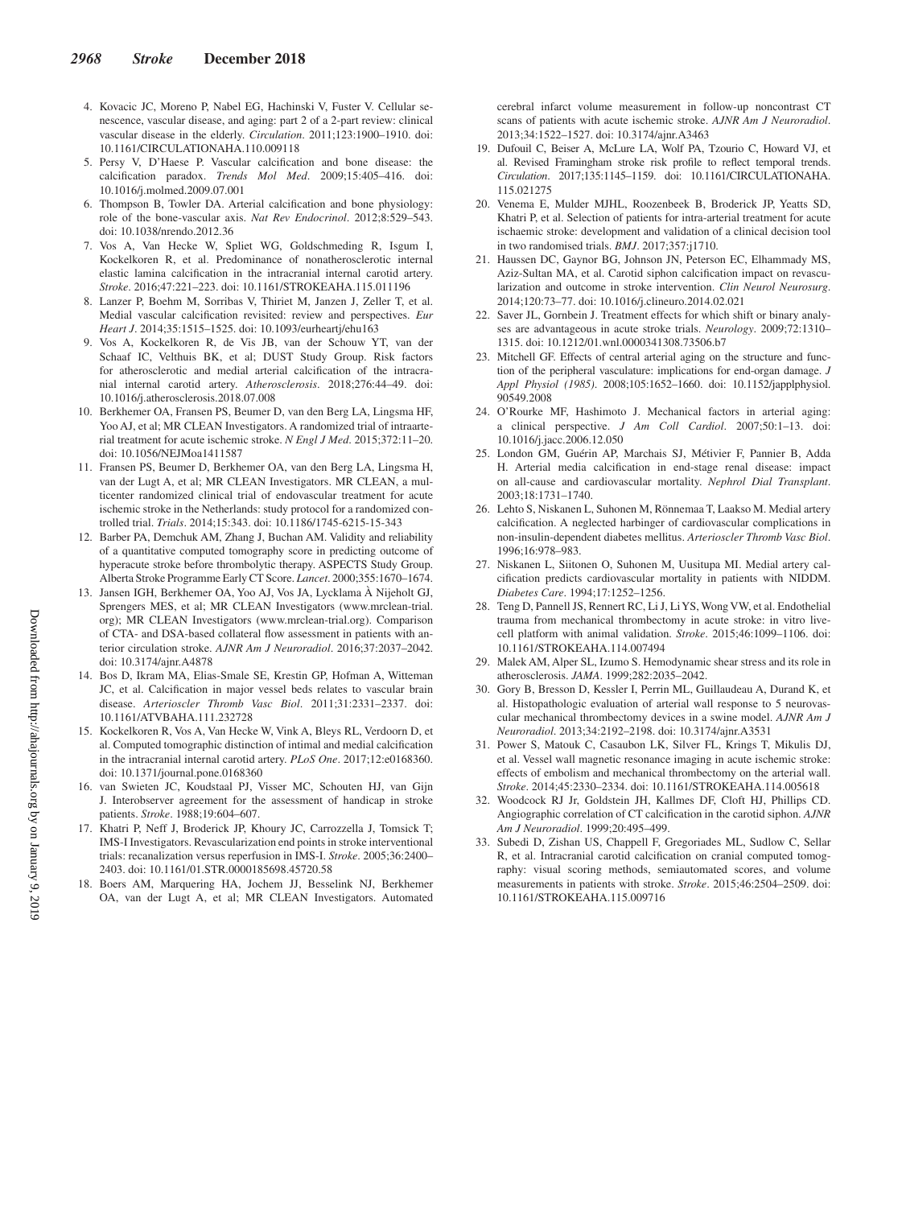4. Kovacic JC, Moreno P, Nabel EG, Hachinski V, Fuster V. Cellular senescence, vascular disease, and aging: part 2 of a 2-part review: clinical vascular disease in the elderly. *Circulation*. 2011;123:1900–1910. doi: 10.1161/CIRCULATIONAHA.110.009118
5. Persy V, D'Haese P. Vascular calcification and bone disease: the calcification paradox. *Trends Mol Med*. 2009;15:405–416. doi: 10.1016/j.molmed.2009.07.001
6. Thompson B, Towler DA. Arterial calcification and bone physiology: role of the bone-vascular axis. *Nat Rev Endocrinol*. 2012;8:529–543. doi: 10.1038/nrendo.2012.36
7. Vos A, Van Hecke W, Spliet WG, Goldschmeding R, Isgum I, Kockelkoren R, et al. Predominance of nonatherosclerotic internal elastic lamina calcification in the intracranial internal carotid artery. *Stroke*. 2016;47:221–223. doi: 10.1161/STROKEAHA.115.011196
8. Lanzer P, Boehm M, Sorribas V, Thiriet M, Janzen J, Zeller T, et al. Medial vascular calcification revisited: review and perspectives. *Eur Heart J*. 2014;35:1515–1525. doi: 10.1093/eurheartj/ehu163
9. Vos A, Kockelkoren R, de Vis JB, van der Schouw YT, van der Schaaf IC, Velthuis BK, et al; DUST Study Group. Risk factors for atherosclerotic and medial arterial calcification of the intracranial internal carotid artery. *Atherosclerosis*. 2018;276:44–49. doi: 10.1016/j.atherosclerosis.2018.07.008
10. Berkhemer OA, Fransen PS, Beumer D, van den Berg LA, Lingsma HF, Yoo AJ, et al; MR CLEAN Investigators. A randomized trial of intraarterial treatment for acute ischemic stroke. *N Engl J Med*. 2015;372:11–20. doi: 10.1056/NEJMoa1411587
11. Fransen PS, Beumer D, Berkhemer OA, van den Berg LA, Lingsma H, van der Lugt A, et al; MR CLEAN Investigators. MR CLEAN, a multicenter randomized clinical trial of endovascular treatment for acute ischemic stroke in the Netherlands: study protocol for a randomized controlled trial. *Trials*. 2014;15:343. doi: 10.1186/1745-6215-15-343
12. Barber PA, Demchuk AM, Zhang J, Buchan AM. Validity and reliability of a quantitative computed tomography score in predicting outcome of hyperacute stroke before thrombolytic therapy. ASPECTS Study Group. Alberta Stroke Programme Early CT Score. *Lancet*. 2000;355:1670–1674.
13. Jansen IGH, Berkhemer OA, Yoo AJ, Vos JA, Lycklama À Nijeholt GJ, Sprengers MES, et al; MR CLEAN Investigators (www.mrclean-trial.org); MR CLEAN Investigators (www.mrclean-trial.org). Comparison of CTA- and DSA-based collateral flow assessment in patients with anterior circulation stroke. *AJNR Am J Neuroradiol*. 2016;37:2037–2042. doi: 10.3174/ajnr.A4878
14. Bos D, Ikram MA, Elias-Smale SE, Krestin GP, Hofman A, Witteman JC, et al. Calcification in major vessel beds relates to vascular brain disease. *Arterioscler Thromb Vasc Biol*. 2011;31:2331–2337. doi: 10.1161/ATVBAHA.111.232728
15. Kockelkoren R, Vos A, Van Hecke W, Vink A, Bleys RL, Verdoorn D, et al. Computed tomographic distinction of intimal and medial calcification in the intracranial internal carotid artery. *PLoS One*. 2017;12:e0168360. doi: 10.1371/journal.pone.0168360
16. van Swieten JC, Koudstaal PJ, Visser MC, Schouten HJ, van Gijn J. Interobserver agreement for the assessment of handicap in stroke patients. *Stroke*. 1988;19:604–607.
17. Khatri P, Neff J, Broderick JP, Khoury JC, Carrozzella J, Tomsick T; IMS-I Investigators. Revascularization end points in stroke interventional trials: recanalization versus reperfusion in IMS-I. *Stroke*. 2005;36:2400–2403. doi: 10.1161/01.STR.0000185698.45720.58
18. Boers AM, Marquering HA, Jochem JJ, Besselink NJ, Berkhemer OA, van der Lugt A, et al; MR CLEAN Investigators. Automated cerebral infarct volume measurement in follow-up noncontrast CT scans of patients with acute ischemic stroke. *AJNR Am J Neuroradiol*. 2013;34:1522–1527. doi: 10.3174/ajnr.A3463
19. Dufouil C, Beiser A, McLure LA, Wolf PA, Tzourio C, Howard VJ, et al. Revised Framingham stroke risk profile to reflect temporal trends. *Circulation*. 2017;135:1145–1159. doi: 10.1161/CIRCULATIONAHA.115.021275
20. Venema E, Mulder MJHL, Roozenbeek B, Broderick JP, Yeatts SD, Khatri P, et al. Selection of patients for intra-arterial treatment for acute ischaemic stroke: development and validation of a clinical decision tool in two randomised trials. *BMJ*. 2017;357:j1710.
21. Haussen DC, Gaynor BG, Johnson JN, Peterson EC, Elhammady MS, Aziz-Sultan MA, et al. Carotid siphon calcification impact on revascularization and outcome in stroke intervention. *Clin Neurol Neurosurg*. 2014;120:73–77. doi: 10.1016/j.clineuro.2014.02.021
22. Saver JL, Gornbein J. Treatment effects for which shift or binary analyses are advantageous in acute stroke trials. *Neurology*. 2009;72:1310–1315. doi: 10.1212/01.wnl.0000341308.73506.b7
23. Mitchell GF. Effects of central arterial aging on the structure and function of the peripheral vasculature: implications for end-organ damage. *J Appl Physiol (1985)*. 2008;105:1652–1660. doi: 10.1152/japplphysiol.90549.2008
24. O'Rourke MF, Hashimoto J. Mechanical factors in arterial aging: a clinical perspective. *J Am Coll Cardiol*. 2007;50:1–13. doi: 10.1016/j.jacc.2006.12.050
25. London GM, Guérin AP, Marchais SJ, Métivier F, Pannier B, Adda H. Arterial media calcification in end-stage renal disease: impact on all-cause and cardiovascular mortality. *Nephrol Dial Transplant*. 2003;18:1731–1740.
26. Lehto S, Niskanen L, Suhonen M, Rönnemaa T, Laakso M. Medial artery calcification. A neglected harbinger of cardiovascular complications in non-insulin-dependent diabetes mellitus. *Arterioscler Thromb Vasc Biol*. 1996;16:978–983.
27. Niskanen L, Siitonen O, Suhonen M, Uusitupa MI. Medial artery calcification predicts cardiovascular mortality in patients with NIDDM. *Diabetes Care*. 1994;17:1252–1256.
28. Teng D, Pannell JS, Rennert RC, Li J, Li YS, Wong VW, et al. Endothelial trauma from mechanical thrombectomy in acute stroke: in vitro live-cell platform with animal validation. *Stroke*. 2015;46:1099–1106. doi: 10.1161/STROKEAHA.114.007494
29. Malek AM, Alper SL, Izumo S. Hemodynamic shear stress and its role in atherosclerosis. *JAMA*. 1999;282:2035–2042.
30. Gory B, Bresson D, Kessler I, Perrin ML, Guillaudeau A, Durand K, et al. Histopathologic evaluation of arterial wall response to 5 neurovascular mechanical thrombectomy devices in a swine model. *AJNR Am J Neuroradiol*. 2013;34:2192–2198. doi: 10.3174/ajnr.A3531
31. Power S, Matouk C, Casaubon LK, Silver FL, Krings T, Mikulis DJ, et al. Vessel wall magnetic resonance imaging in acute ischemic stroke: effects of embolism and mechanical thrombectomy on the arterial wall. *Stroke*. 2014;45:2330–2334. doi: 10.1161/STROKEAHA.114.005618
32. Woodcock RJ Jr, Goldstein JH, Kallmes DF, Cloft HJ, Phillips CD. Angiographic correlation of CT calcification in the carotid siphon. *AJNR Am J Neuroradiol*. 1999;20:495–499.
33. Subedi D, Zishan US, Chappell F, Gregoriades ML, Sudlow C, Sellar R, et al. Intracranial carotid calcification on cranial computed tomography: visual scoring methods, semiautomated scores, and volume measurements in patients with stroke. *Stroke*. 2015;46:2504–2509. doi: 10.1161/STROKEAHA.115.009716